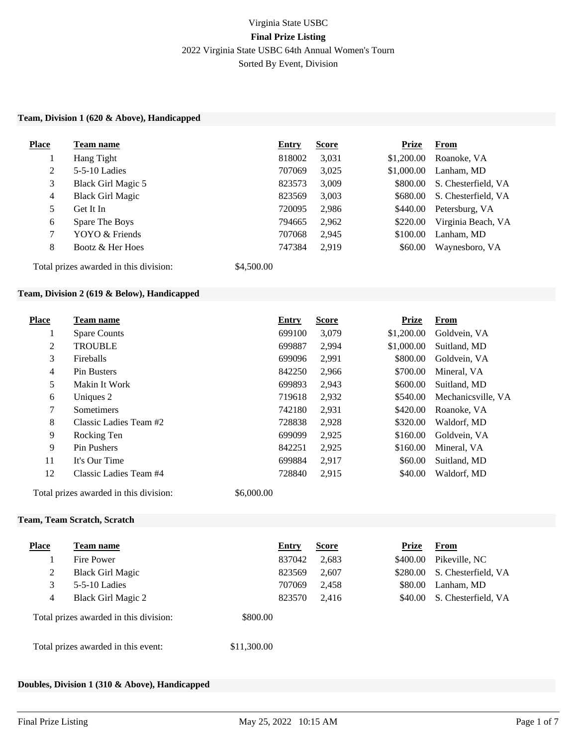Virginia State USBC

**Final Prize Listing**

2022 Virginia State USBC 64th Annual Women's Tourn

Sorted By Event, Division

### Team, Division 1 (620 & Above), Handicapped

| Place | Team name | Entry | Score | Prize | From |
|---|---|---|---|---|---|
| 1 | Hang Tight | 818002 | 3,031 | $1,200.00 | Roanoke, VA |
| 2 | 5-5-10 Ladies | 707069 | 3,025 | $1,000.00 | Lanham, MD |
| 3 | Black Girl Magic 5 | 823573 | 3,009 | $800.00 | S. Chesterfield, VA |
| 4 | Black Girl Magic | 823569 | 3,003 | $680.00 | S. Chesterfield, VA |
| 5 | Get It In | 720095 | 2,986 | $440.00 | Petersburg, VA |
| 6 | Spare The Boys | 794665 | 2,962 | $220.00 | Virginia Beach, VA |
| 7 | YOYO & Friends | 707068 | 2,945 | $100.00 | Lanham, MD |
| 8 | Bootz & Her Hoes | 747384 | 2,919 | $60.00 | Waynesboro, VA |

Total prizes awarded in this division: $4,500.00

### Team, Division 2 (619 & Below), Handicapped

| Place | Team name | Entry | Score | Prize | From |
|---|---|---|---|---|---|
| 1 | Spare Counts | 699100 | 3,079 | $1,200.00 | Goldvein, VA |
| 2 | TROUBLE | 699887 | 2,994 | $1,000.00 | Suitland, MD |
| 3 | Fireballs | 699096 | 2,991 | $800.00 | Goldvein, VA |
| 4 | Pin Busters | 842250 | 2,966 | $700.00 | Mineral, VA |
| 5 | Makin It Work | 699893 | 2,943 | $600.00 | Suitland, MD |
| 6 | Uniques 2 | 719618 | 2,932 | $540.00 | Mechanicsville, VA |
| 7 | Sometimers | 742180 | 2,931 | $420.00 | Roanoke, VA |
| 8 | Classic Ladies Team #2 | 728838 | 2,928 | $320.00 | Waldorf, MD |
| 9 | Rocking Ten | 699099 | 2,925 | $160.00 | Goldvein, VA |
| 9 | Pin Pushers | 842251 | 2,925 | $160.00 | Mineral, VA |
| 11 | It's Our Time | 699884 | 2,917 | $60.00 | Suitland, MD |
| 12 | Classic Ladies Team #4 | 728840 | 2,915 | $40.00 | Waldorf, MD |

Total prizes awarded in this division: $6,000.00

### Team, Team Scratch, Scratch

| Place | Team name | Entry | Score | Prize | From |
|---|---|---|---|---|---|
| 1 | Fire Power | 837042 | 2,683 | $400.00 | Pikeville, NC |
| 2 | Black Girl Magic | 823569 | 2,607 | $280.00 | S. Chesterfield, VA |
| 3 | 5-5-10 Ladies | 707069 | 2,458 | $80.00 | Lanham, MD |
| 4 | Black Girl Magic 2 | 823570 | 2,416 | $40.00 | S. Chesterfield, VA |

Total prizes awarded in this division: $800.00

Total prizes awarded in this event: $11,300.00

### Doubles, Division 1 (310 & Above), Handicapped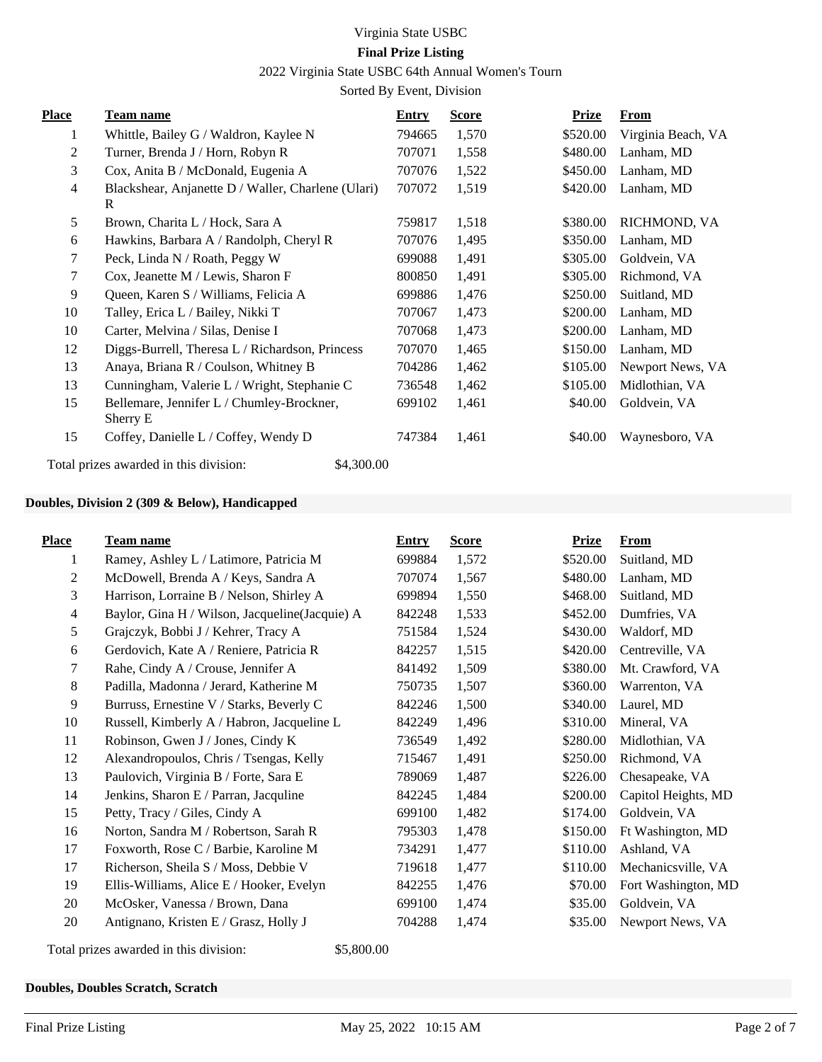Virginia State USBC

**Final Prize Listing**

2022 Virginia State USBC 64th Annual Women's Tourn

Sorted By Event, Division

| Place | Team name | Entry | Score | Prize | From |
|---|---|---|---|---|---|
| 1 | Whittle, Bailey G / Waldron, Kaylee N | 794665 | 1,570 | $520.00 | Virginia Beach, VA |
| 2 | Turner, Brenda J / Horn, Robyn R | 707071 | 1,558 | $480.00 | Lanham, MD |
| 3 | Cox, Anita B / McDonald, Eugenia A | 707076 | 1,522 | $450.00 | Lanham, MD |
| 4 | Blackshear, Anjanette D / Waller, Charlene (Ulari) R | 707072 | 1,519 | $420.00 | Lanham, MD |
| 5 | Brown, Charita L / Hock, Sara A | 759817 | 1,518 | $380.00 | RICHMOND, VA |
| 6 | Hawkins, Barbara A / Randolph, Cheryl R | 707076 | 1,495 | $350.00 | Lanham, MD |
| 7 | Peck, Linda N / Roath, Peggy W | 699088 | 1,491 | $305.00 | Goldvein, VA |
| 7 | Cox, Jeanette M / Lewis, Sharon F | 800850 | 1,491 | $305.00 | Richmond, VA |
| 9 | Queen, Karen S / Williams, Felicia A | 699886 | 1,476 | $250.00 | Suitland, MD |
| 10 | Talley, Erica L / Bailey, Nikki T | 707067 | 1,473 | $200.00 | Lanham, MD |
| 10 | Carter, Melvina / Silas, Denise I | 707068 | 1,473 | $200.00 | Lanham, MD |
| 12 | Diggs-Burrell, Theresa L / Richardson, Princess | 707070 | 1,465 | $150.00 | Lanham, MD |
| 13 | Anaya, Briana R / Coulson, Whitney B | 704286 | 1,462 | $105.00 | Newport News, VA |
| 13 | Cunningham, Valerie L / Wright, Stephanie C | 736548 | 1,462 | $105.00 | Midlothian, VA |
| 15 | Bellemare, Jennifer L / Chumley-Brockner, Sherry E | 699102 | 1,461 | $40.00 | Goldvein, VA |
| 15 | Coffey, Danielle L / Coffey, Wendy D | 747384 | 1,461 | $40.00 | Waynesboro, VA |

Total prizes awarded in this division: $4,300.00

**Doubles, Division 2 (309 & Below), Handicapped**

| Place | Team name | Entry | Score | Prize | From |
|---|---|---|---|---|---|
| 1 | Ramey, Ashley L / Latimore, Patricia M | 699884 | 1,572 | $520.00 | Suitland, MD |
| 2 | McDowell, Brenda A / Keys, Sandra A | 707074 | 1,567 | $480.00 | Lanham, MD |
| 3 | Harrison, Lorraine B / Nelson, Shirley A | 699894 | 1,550 | $468.00 | Suitland, MD |
| 4 | Baylor, Gina H / Wilson, Jacqueline(Jacquie) A | 842248 | 1,533 | $452.00 | Dumfries, VA |
| 5 | Grajczyk, Bobbi J / Kehrer, Tracy A | 751584 | 1,524 | $430.00 | Waldorf, MD |
| 6 | Gerdovich, Kate A / Reniere, Patricia R | 842257 | 1,515 | $420.00 | Centreville, VA |
| 7 | Rahe, Cindy A / Crouse, Jennifer A | 841492 | 1,509 | $380.00 | Mt. Crawford, VA |
| 8 | Padilla, Madonna / Jerard, Katherine M | 750735 | 1,507 | $360.00 | Warrenton, VA |
| 9 | Burruss, Ernestine V / Starks, Beverly C | 842246 | 1,500 | $340.00 | Laurel, MD |
| 10 | Russell, Kimberly A / Habron, Jacqueline L | 842249 | 1,496 | $310.00 | Mineral, VA |
| 11 | Robinson, Gwen J / Jones, Cindy K | 736549 | 1,492 | $280.00 | Midlothian, VA |
| 12 | Alexandropoulos, Chris / Tsengas, Kelly | 715467 | 1,491 | $250.00 | Richmond, VA |
| 13 | Paulovich, Virginia B / Forte, Sara E | 789069 | 1,487 | $226.00 | Chesapeake, VA |
| 14 | Jenkins, Sharon E / Parran, Jacquline | 842245 | 1,484 | $200.00 | Capitol Heights, MD |
| 15 | Petty, Tracy / Giles, Cindy A | 699100 | 1,482 | $174.00 | Goldvein, VA |
| 16 | Norton, Sandra M / Robertson, Sarah R | 795303 | 1,478 | $150.00 | Ft Washington, MD |
| 17 | Foxworth, Rose C / Barbie, Karoline M | 734291 | 1,477 | $110.00 | Ashland, VA |
| 17 | Richerson, Sheila S / Moss, Debbie V | 719618 | 1,477 | $110.00 | Mechanicsville, VA |
| 19 | Ellis-Williams, Alice E / Hooker, Evelyn | 842255 | 1,476 | $70.00 | Fort Washington, MD |
| 20 | McOsker, Vanessa / Brown, Dana | 699100 | 1,474 | $35.00 | Goldvein, VA |
| 20 | Antignano, Kristen E / Grasz, Holly J | 704288 | 1,474 | $35.00 | Newport News, VA |

Total prizes awarded in this division: $5,800.00

**Doubles, Doubles Scratch, Scratch**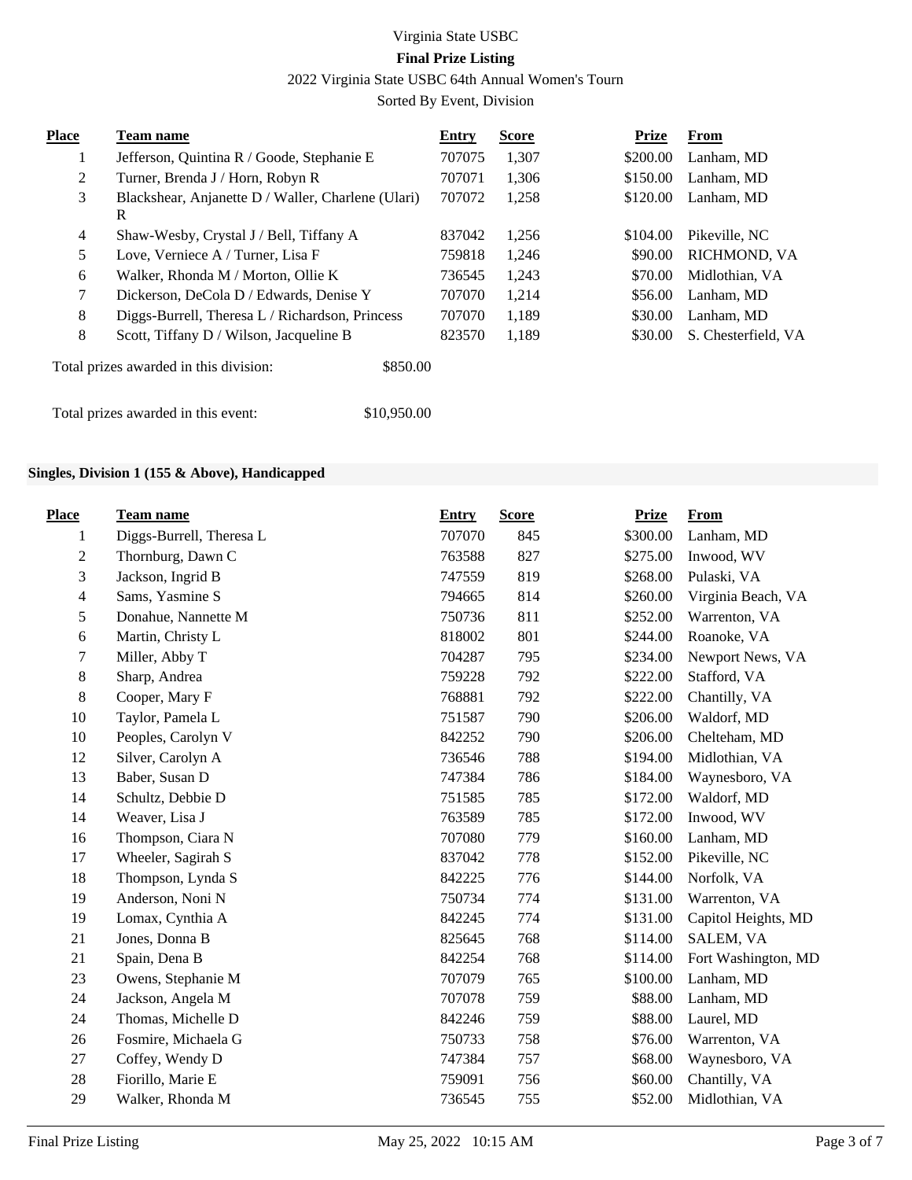Virginia State USBC

**Final Prize Listing**

2022 Virginia State USBC 64th Annual Women's Tourn

Sorted By Event, Division

| Place | Team name | Entry | Score | Prize | From |
|---|---|---|---|---|---|
| 1 | Jefferson, Quintina R / Goode, Stephanie E | 707075 | 1,307 | $200.00 | Lanham, MD |
| 2 | Turner, Brenda J / Horn, Robyn R | 707071 | 1,306 | $150.00 | Lanham, MD |
| 3 | Blackshear, Anjanette D / Waller, Charlene (Ulari) R | 707072 | 1,258 | $120.00 | Lanham, MD |
| 4 | Shaw-Wesby, Crystal J / Bell, Tiffany A | 837042 | 1,256 | $104.00 | Pikeville, NC |
| 5 | Love, Verniece A / Turner, Lisa F | 759818 | 1,246 | $90.00 | RICHMOND, VA |
| 6 | Walker, Rhonda M / Morton, Ollie K | 736545 | 1,243 | $70.00 | Midlothian, VA |
| 7 | Dickerson, DeCola D / Edwards, Denise Y | 707070 | 1,214 | $56.00 | Lanham, MD |
| 8 | Diggs-Burrell, Theresa L / Richardson, Princess | 707070 | 1,189 | $30.00 | Lanham, MD |
| 8 | Scott, Tiffany D / Wilson, Jacqueline B | 823570 | 1,189 | $30.00 | S. Chesterfield, VA |

Total prizes awarded in this division: $850.00

Total prizes awarded in this event: $10,950.00

**Singles, Division 1 (155 & Above), Handicapped**

| Place | Team name | Entry | Score | Prize | From |
|---|---|---|---|---|---|
| 1 | Diggs-Burrell, Theresa L | 707070 | 845 | $300.00 | Lanham, MD |
| 2 | Thornburg, Dawn C | 763588 | 827 | $275.00 | Inwood, WV |
| 3 | Jackson, Ingrid B | 747559 | 819 | $268.00 | Pulaski, VA |
| 4 | Sams, Yasmine S | 794665 | 814 | $260.00 | Virginia Beach, VA |
| 5 | Donahue, Nannette M | 750736 | 811 | $252.00 | Warrenton, VA |
| 6 | Martin, Christy L | 818002 | 801 | $244.00 | Roanoke, VA |
| 7 | Miller, Abby T | 704287 | 795 | $234.00 | Newport News, VA |
| 8 | Sharp, Andrea | 759228 | 792 | $222.00 | Stafford, VA |
| 8 | Cooper, Mary F | 768881 | 792 | $222.00 | Chantilly, VA |
| 10 | Taylor, Pamela L | 751587 | 790 | $206.00 | Waldorf, MD |
| 10 | Peoples, Carolyn V | 842252 | 790 | $206.00 | Chelteham, MD |
| 12 | Silver, Carolyn A | 736546 | 788 | $194.00 | Midlothian, VA |
| 13 | Baber, Susan D | 747384 | 786 | $184.00 | Waynesboro, VA |
| 14 | Schultz, Debbie D | 751585 | 785 | $172.00 | Waldorf, MD |
| 14 | Weaver, Lisa J | 763589 | 785 | $172.00 | Inwood, WV |
| 16 | Thompson, Ciara N | 707080 | 779 | $160.00 | Lanham, MD |
| 17 | Wheeler, Sagirah S | 837042 | 778 | $152.00 | Pikeville, NC |
| 18 | Thompson, Lynda S | 842225 | 776 | $144.00 | Norfolk, VA |
| 19 | Anderson, Noni N | 750734 | 774 | $131.00 | Warrenton, VA |
| 19 | Lomax, Cynthia A | 842245 | 774 | $131.00 | Capitol Heights, MD |
| 21 | Jones, Donna B | 825645 | 768 | $114.00 | SALEM, VA |
| 21 | Spain, Dena B | 842254 | 768 | $114.00 | Fort Washington, MD |
| 23 | Owens, Stephanie M | 707079 | 765 | $100.00 | Lanham, MD |
| 24 | Jackson, Angela M | 707078 | 759 | $88.00 | Lanham, MD |
| 24 | Thomas, Michelle D | 842246 | 759 | $88.00 | Laurel, MD |
| 26 | Fosmire, Michaela G | 750733 | 758 | $76.00 | Warrenton, VA |
| 27 | Coffey, Wendy D | 747384 | 757 | $68.00 | Waynesboro, VA |
| 28 | Fiorillo, Marie E | 759091 | 756 | $60.00 | Chantilly, VA |
| 29 | Walker, Rhonda M | 736545 | 755 | $52.00 | Midlothian, VA |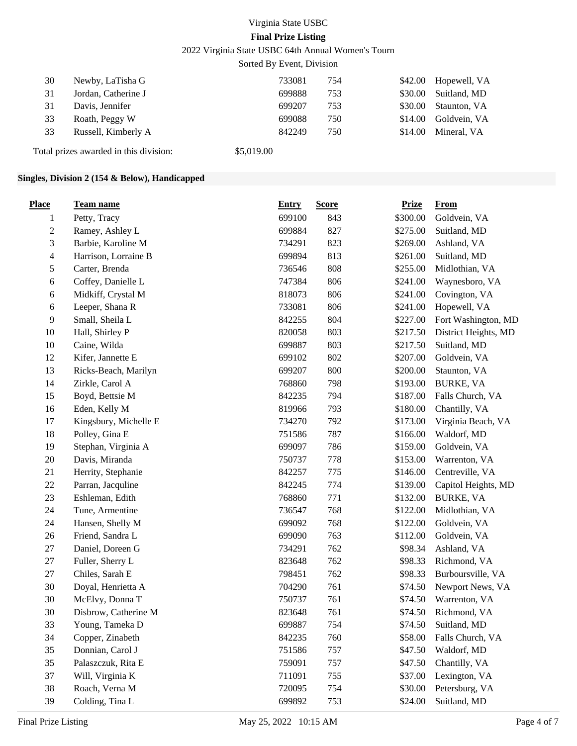Virginia State USBC

**Final Prize Listing**

2022 Virginia State USBC 64th Annual Women's Tourn

Sorted By Event, Division

| | | | | | |
|---|---|---|---|---|---|
| 30 | Newby, LaTisha G | 733081 | 754 | $42.00 | Hopewell, VA |
| 31 | Jordan, Catherine J | 699888 | 753 | $30.00 | Suitland, MD |
| 31 | Davis, Jennifer | 699207 | 753 | $30.00 | Staunton, VA |
| 33 | Roath, Peggy W | 699088 | 750 | $14.00 | Goldvein, VA |
| 33 | Russell, Kimberly A | 842249 | 750 | $14.00 | Mineral, VA |

Total prizes awarded in this division: $5,019.00

### Singles, Division 2 (154 & Below), Handicapped

| Place | Team name | Entry | Score | Prize | From |
|---|---|---|---|---|---|
| 1 | Petty, Tracy | 699100 | 843 | $300.00 | Goldvein, VA |
| 2 | Ramey, Ashley L | 699884 | 827 | $275.00 | Suitland, MD |
| 3 | Barbie, Karoline M | 734291 | 823 | $269.00 | Ashland, VA |
| 4 | Harrison, Lorraine B | 699894 | 813 | $261.00 | Suitland, MD |
| 5 | Carter, Brenda | 736546 | 808 | $255.00 | Midlothian, VA |
| 6 | Coffey, Danielle L | 747384 | 806 | $241.00 | Waynesboro, VA |
| 6 | Midkiff, Crystal M | 818073 | 806 | $241.00 | Covington, VA |
| 6 | Leeper, Shana R | 733081 | 806 | $241.00 | Hopewell, VA |
| 9 | Small, Sheila L | 842255 | 804 | $227.00 | Fort Washington, MD |
| 10 | Hall, Shirley P | 820058 | 803 | $217.50 | District Heights, MD |
| 10 | Caine, Wilda | 699887 | 803 | $217.50 | Suitland, MD |
| 12 | Kifer, Jannette E | 699102 | 802 | $207.00 | Goldvein, VA |
| 13 | Ricks-Beach, Marilyn | 699207 | 800 | $200.00 | Staunton, VA |
| 14 | Zirkle, Carol A | 768860 | 798 | $193.00 | BURKE, VA |
| 15 | Boyd, Bettsie M | 842235 | 794 | $187.00 | Falls Church, VA |
| 16 | Eden, Kelly M | 819966 | 793 | $180.00 | Chantilly, VA |
| 17 | Kingsbury, Michelle E | 734270 | 792 | $173.00 | Virginia Beach, VA |
| 18 | Polley, Gina E | 751586 | 787 | $166.00 | Waldorf, MD |
| 19 | Stephan, Virginia A | 699097 | 786 | $159.00 | Goldvein, VA |
| 20 | Davis, Miranda | 750737 | 778 | $153.00 | Warrenton, VA |
| 21 | Herrity, Stephanie | 842257 | 775 | $146.00 | Centreville, VA |
| 22 | Parran, Jacquline | 842245 | 774 | $139.00 | Capitol Heights, MD |
| 23 | Eshleman, Edith | 768860 | 771 | $132.00 | BURKE, VA |
| 24 | Tune, Armentine | 736547 | 768 | $122.00 | Midlothian, VA |
| 24 | Hansen, Shelly M | 699092 | 768 | $122.00 | Goldvein, VA |
| 26 | Friend, Sandra L | 699090 | 763 | $112.00 | Goldvein, VA |
| 27 | Daniel, Doreen G | 734291 | 762 | $98.34 | Ashland, VA |
| 27 | Fuller, Sherry L | 823648 | 762 | $98.33 | Richmond, VA |
| 27 | Chiles, Sarah E | 798451 | 762 | $98.33 | Burboursville, VA |
| 30 | Doyal, Henrietta A | 704290 | 761 | $74.50 | Newport News, VA |
| 30 | McElvy, Donna T | 750737 | 761 | $74.50 | Warrenton, VA |
| 30 | Disbrow, Catherine M | 823648 | 761 | $74.50 | Richmond, VA |
| 33 | Young, Tameka D | 699887 | 754 | $74.50 | Suitland, MD |
| 34 | Copper, Zinabeth | 842235 | 760 | $58.00 | Falls Church, VA |
| 35 | Donnian, Carol J | 751586 | 757 | $47.50 | Waldorf, MD |
| 35 | Palaszczuk, Rita E | 759091 | 757 | $47.50 | Chantilly, VA |
| 37 | Will, Virginia K | 711091 | 755 | $37.00 | Lexington, VA |
| 38 | Roach, Verna M | 720095 | 754 | $30.00 | Petersburg, VA |
| 39 | Colding, Tina L | 699892 | 753 | $24.00 | Suitland, MD |

Final Prize Listing May 25, 2022 10:15 AM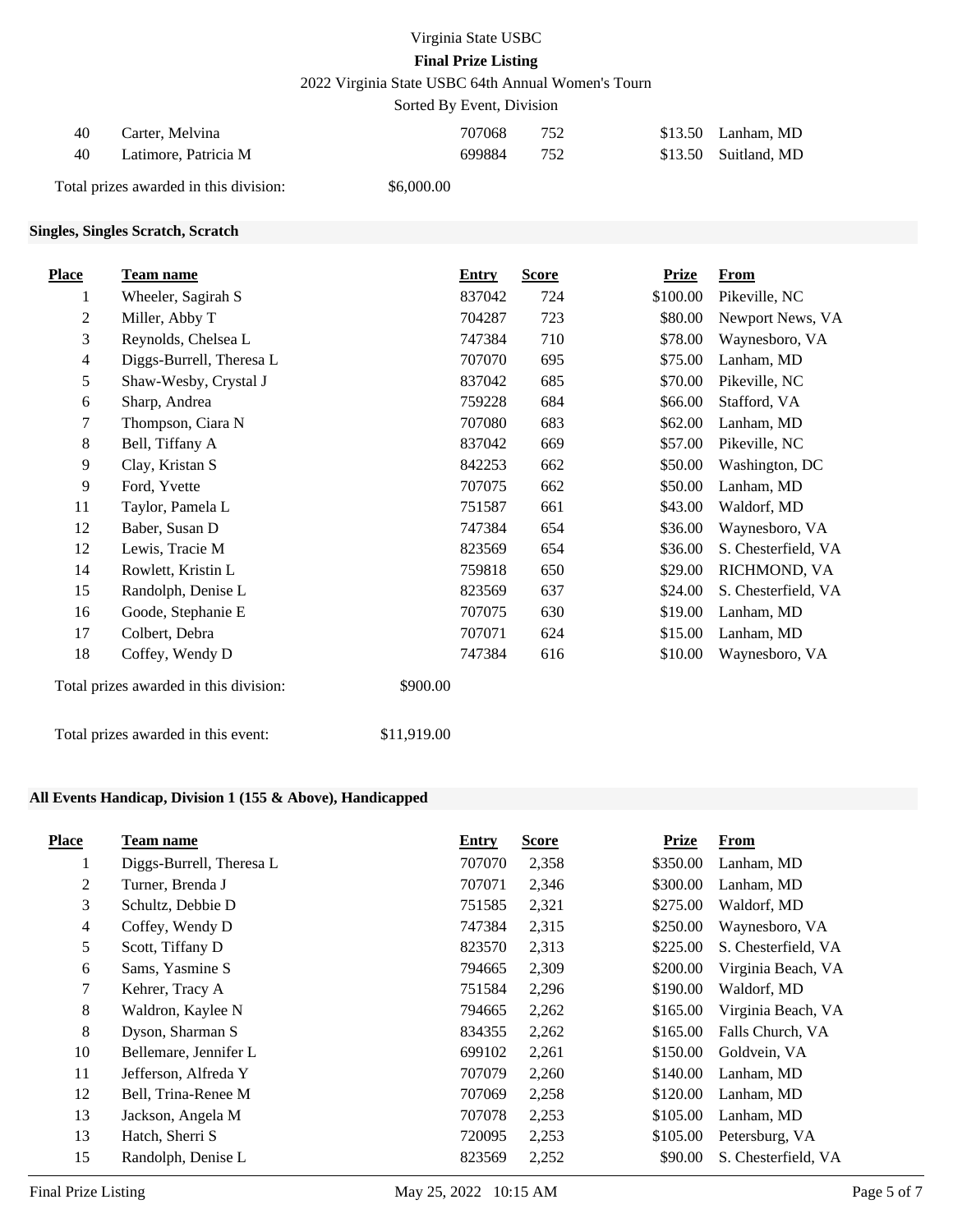| Place | Team name | Entry | Score | Prize | From |
|---|---|---|---|---|---|
| 40 | Carter, Melvina | 707068 | 752 | $13.50 | Lanham, MD |
| 40 | Latimore, Patricia M | 699884 | 752 | $13.50 | Suitland, MD |

Total prizes awarded in this division: $6,000.00

## Singles, Singles Scratch, Scratch

| Place | Team name | Entry | Score | Prize | From |
|---|---|---|---|---|---|
| 1 | Wheeler, Sagirah S | 837042 | 724 | $100.00 | Pikeville, NC |
| 2 | Miller, Abby T | 704287 | 723 | $80.00 | Newport News, VA |
| 3 | Reynolds, Chelsea L | 747384 | 710 | $78.00 | Waynesboro, VA |
| 4 | Diggs-Burrell, Theresa L | 707070 | 695 | $75.00 | Lanham, MD |
| 5 | Shaw-Wesby, Crystal J | 837042 | 685 | $70.00 | Pikeville, NC |
| 6 | Sharp, Andrea | 759228 | 684 | $66.00 | Stafford, VA |
| 7 | Thompson, Ciara N | 707080 | 683 | $62.00 | Lanham, MD |
| 8 | Bell, Tiffany A | 837042 | 669 | $57.00 | Pikeville, NC |
| 9 | Clay, Kristan S | 842253 | 662 | $50.00 | Washington, DC |
| 9 | Ford, Yvette | 707075 | 662 | $50.00 | Lanham, MD |
| 11 | Taylor, Pamela L | 751587 | 661 | $43.00 | Waldorf, MD |
| 12 | Baber, Susan D | 747384 | 654 | $36.00 | Waynesboro, VA |
| 12 | Lewis, Tracie M | 823569 | 654 | $36.00 | S. Chesterfield, VA |
| 14 | Rowlett, Kristin L | 759818 | 650 | $29.00 | RICHMOND, VA |
| 15 | Randolph, Denise L | 823569 | 637 | $24.00 | S. Chesterfield, VA |
| 16 | Goode, Stephanie E | 707075 | 630 | $19.00 | Lanham, MD |
| 17 | Colbert, Debra | 707071 | 624 | $15.00 | Lanham, MD |
| 18 | Coffey, Wendy D | 747384 | 616 | $10.00 | Waynesboro, VA |

Total prizes awarded in this division: $900.00

Total prizes awarded in this event: $11,919.00

## All Events Handicap, Division 1 (155 & Above), Handicapped

| Place | Team name | Entry | Score | Prize | From |
|---|---|---|---|---|---|
| 1 | Diggs-Burrell, Theresa L | 707070 | 2,358 | $350.00 | Lanham, MD |
| 2 | Turner, Brenda J | 707071 | 2,346 | $300.00 | Lanham, MD |
| 3 | Schultz, Debbie D | 751585 | 2,321 | $275.00 | Waldorf, MD |
| 4 | Coffey, Wendy D | 747384 | 2,315 | $250.00 | Waynesboro, VA |
| 5 | Scott, Tiffany D | 823570 | 2,313 | $225.00 | S. Chesterfield, VA |
| 6 | Sams, Yasmine S | 794665 | 2,309 | $200.00 | Virginia Beach, VA |
| 7 | Kehrer, Tracy A | 751584 | 2,296 | $190.00 | Waldorf, MD |
| 8 | Waldron, Kaylee N | 794665 | 2,262 | $165.00 | Virginia Beach, VA |
| 8 | Dyson, Sharman S | 834355 | 2,262 | $165.00 | Falls Church, VA |
| 10 | Bellemare, Jennifer L | 699102 | 2,261 | $150.00 | Goldvein, VA |
| 11 | Jefferson, Alfreda Y | 707079 | 2,260 | $140.00 | Lanham, MD |
| 12 | Bell, Trina-Renee M | 707069 | 2,258 | $120.00 | Lanham, MD |
| 13 | Jackson, Angela M | 707078 | 2,253 | $105.00 | Lanham, MD |
| 13 | Hatch, Sherri S | 720095 | 2,253 | $105.00 | Petersburg, VA |
| 15 | Randolph, Denise L | 823569 | 2,252 | $90.00 | S. Chesterfield, VA |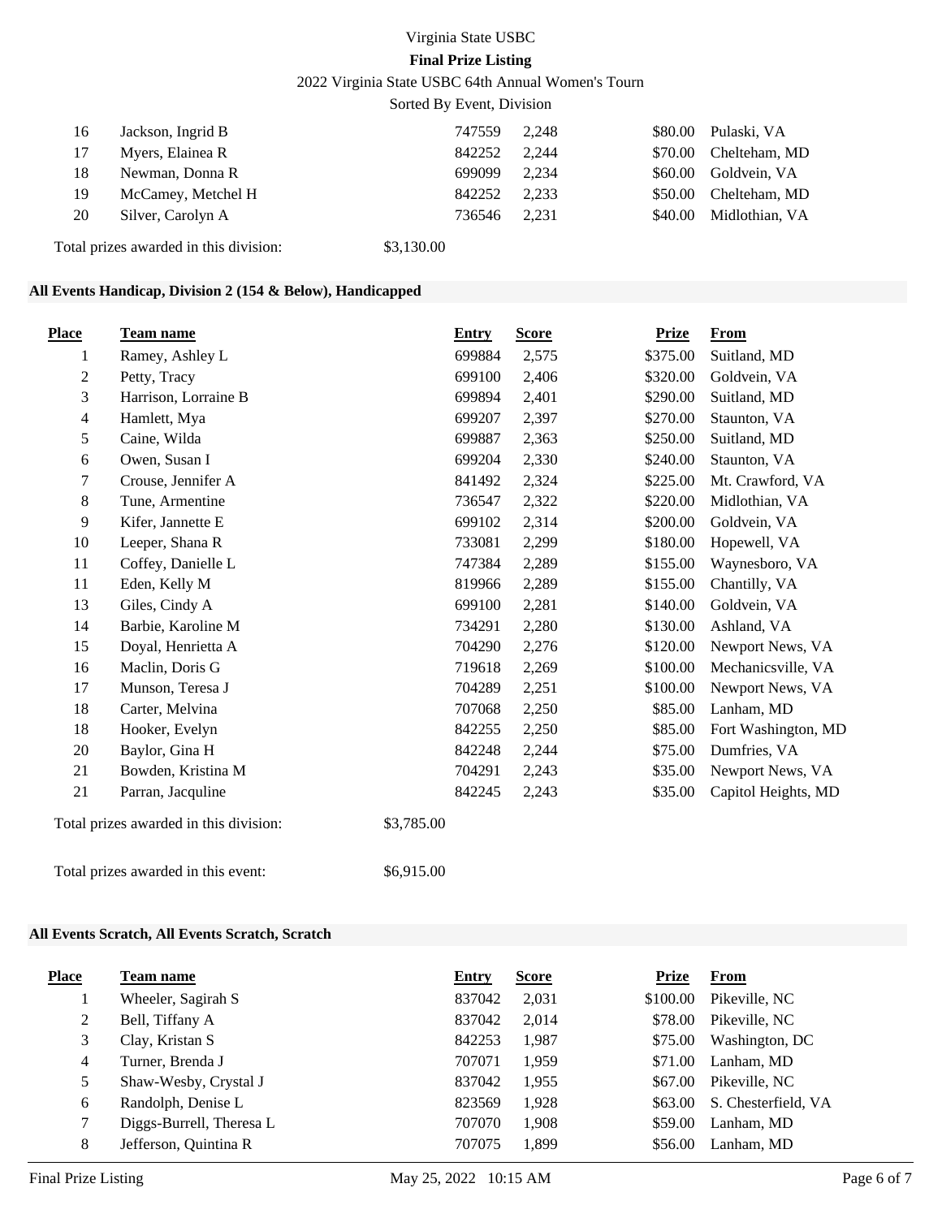| Place | Team name | Entry | Score | Prize | From |
|---|---|---|---|---|---|
| 16 | Jackson, Ingrid B | 747559 | 2,248 | $80.00 | Pulaski, VA |
| 17 | Myers, Elainea R | 842252 | 2,244 | $70.00 | Chelteham, MD |
| 18 | Newman, Donna R | 699099 | 2,234 | $60.00 | Goldvein, VA |
| 19 | McCamey, Metchel H | 842252 | 2,233 | $50.00 | Chelteham, MD |
| 20 | Silver, Carolyn A | 736546 | 2,231 | $40.00 | Midlothian, VA |

Total prizes awarded in this division: $3,130.00

### All Events Handicap, Division 2 (154 & Below), Handicapped

| Place | Team name | Entry | Score | Prize | From |
|---|---|---|---|---|---|
| 1 | Ramey, Ashley L | 699884 | 2,575 | $375.00 | Suitland, MD |
| 2 | Petty, Tracy | 699100 | 2,406 | $320.00 | Goldvein, VA |
| 3 | Harrison, Lorraine B | 699894 | 2,401 | $290.00 | Suitland, MD |
| 4 | Hamlett, Mya | 699207 | 2,397 | $270.00 | Staunton, VA |
| 5 | Caine, Wilda | 699887 | 2,363 | $250.00 | Suitland, MD |
| 6 | Owen, Susan I | 699204 | 2,330 | $240.00 | Staunton, VA |
| 7 | Crouse, Jennifer A | 841492 | 2,324 | $225.00 | Mt. Crawford, VA |
| 8 | Tune, Armentine | 736547 | 2,322 | $220.00 | Midlothian, VA |
| 9 | Kifer, Jannette E | 699102 | 2,314 | $200.00 | Goldvein, VA |
| 10 | Leeper, Shana R | 733081 | 2,299 | $180.00 | Hopewell, VA |
| 11 | Coffey, Danielle L | 747384 | 2,289 | $155.00 | Waynesboro, VA |
| 11 | Eden, Kelly M | 819966 | 2,289 | $155.00 | Chantilly, VA |
| 13 | Giles, Cindy A | 699100 | 2,281 | $140.00 | Goldvein, VA |
| 14 | Barbie, Karoline M | 734291 | 2,280 | $130.00 | Ashland, VA |
| 15 | Doyal, Henrietta A | 704290 | 2,276 | $120.00 | Newport News, VA |
| 16 | Maclin, Doris G | 719618 | 2,269 | $100.00 | Mechanicsville, VA |
| 17 | Munson, Teresa J | 704289 | 2,251 | $100.00 | Newport News, VA |
| 18 | Carter, Melvina | 707068 | 2,250 | $85.00 | Lanham, MD |
| 18 | Hooker, Evelyn | 842255 | 2,250 | $85.00 | Fort Washington, MD |
| 20 | Baylor, Gina H | 842248 | 2,244 | $75.00 | Dumfries, VA |
| 21 | Bowden, Kristina M | 704291 | 2,243 | $35.00 | Newport News, VA |
| 21 | Parran, Jacquline | 842245 | 2,243 | $35.00 | Capitol Heights, MD |

Total prizes awarded in this division: $3,785.00

Total prizes awarded in this event: $6,915.00

### All Events Scratch, All Events Scratch, Scratch

| Place | Team name | Entry | Score | Prize | From |
|---|---|---|---|---|---|
| 1 | Wheeler, Sagirah S | 837042 | 2,031 | $100.00 | Pikeville, NC |
| 2 | Bell, Tiffany A | 837042 | 2,014 | $78.00 | Pikeville, NC |
| 3 | Clay, Kristan S | 842253 | 1,987 | $75.00 | Washington, DC |
| 4 | Turner, Brenda J | 707071 | 1,959 | $71.00 | Lanham, MD |
| 5 | Shaw-Wesby, Crystal J | 837042 | 1,955 | $67.00 | Pikeville, NC |
| 6 | Randolph, Denise L | 823569 | 1,928 | $63.00 | S. Chesterfield, VA |
| 7 | Diggs-Burrell, Theresa L | 707070 | 1,908 | $59.00 | Lanham, MD |
| 8 | Jefferson, Quintina R | 707075 | 1,899 | $56.00 | Lanham, MD |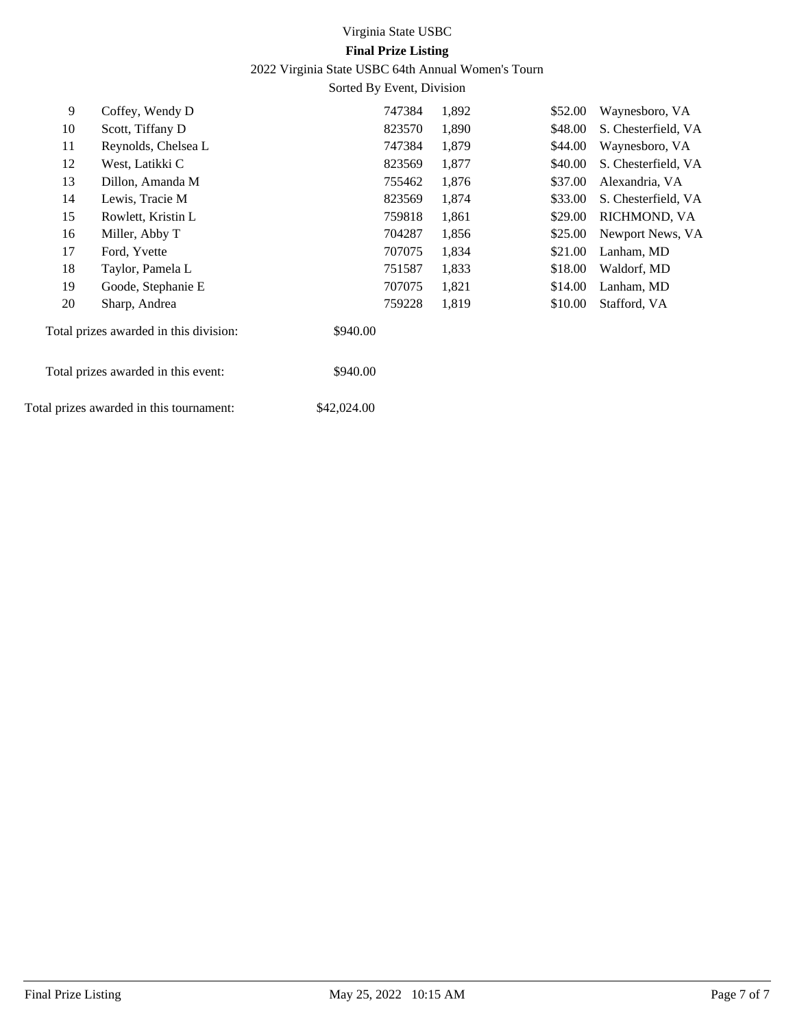Virginia State USBC

**Final Prize Listing**

2022 Virginia State USBC 64th Annual Women's Tourn

Sorted By Event, Division

| | | | | | |
|---|---|---|---|---|---|
| 9 | Coffey, Wendy D | 747384 | 1,892 | $52.00 | Waynesboro, VA |
| 10 | Scott, Tiffany D | 823570 | 1,890 | $48.00 | S. Chesterfield, VA |
| 11 | Reynolds, Chelsea L | 747384 | 1,879 | $44.00 | Waynesboro, VA |
| 12 | West, Latikki C | 823569 | 1,877 | $40.00 | S. Chesterfield, VA |
| 13 | Dillon, Amanda M | 755462 | 1,876 | $37.00 | Alexandria, VA |
| 14 | Lewis, Tracie M | 823569 | 1,874 | $33.00 | S. Chesterfield, VA |
| 15 | Rowlett, Kristin L | 759818 | 1,861 | $29.00 | RICHMOND, VA |
| 16 | Miller, Abby T | 704287 | 1,856 | $25.00 | Newport News, VA |
| 17 | Ford, Yvette | 707075 | 1,834 | $21.00 | Lanham, MD |
| 18 | Taylor, Pamela L | 751587 | 1,833 | $18.00 | Waldorf, MD |
| 19 | Goode, Stephanie E | 707075 | 1,821 | $14.00 | Lanham, MD |
| 20 | Sharp, Andrea | 759228 | 1,819 | $10.00 | Stafford, VA |

Total prizes awarded in this division: $940.00

Total prizes awarded in this event: $940.00

Total prizes awarded in this tournament: $42,024.00